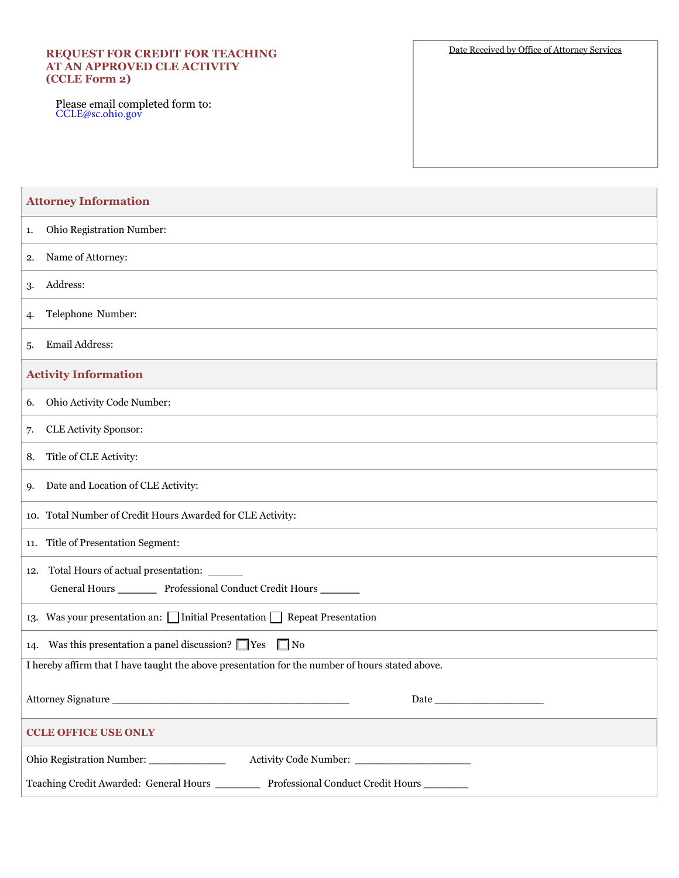## REQUEST FOR CREDIT FOR TEACHING AT AN APPROVED CLE ACTIVITY (CCLE Form 2)

Please email completed form to:
CCLE@sc.ohio.gov

Date Received by Office of Attorney Services

### Attorney Information

1. Ohio Registration Number:
2. Name of Attorney:
3. Address:
4. Telephone Number:
5. Email Address:

### Activity Information

6. Ohio Activity Code Number:
7. CLE Activity Sponsor:
8. Title of CLE Activity:
9. Date and Location of CLE Activity:
10. Total Number of Credit Hours Awarded for CLE Activity:
11. Title of Presentation Segment:
12. Total Hours of actual presentation: ______
    General Hours _______ Professional Conduct Credit Hours _______
13. Was your presentation an: ☐ Initial Presentation ☐ Repeat Presentation
14. Was this presentation a panel discussion? ☐ Yes ☐ No

I hereby affirm that I have taught the above presentation for the number of hours stated above.

Attorney Signature ________________________________________ Date ___________________

### CCLE OFFICE USE ONLY

Ohio Registration Number: _____________ Activity Code Number: ____________________

Teaching Credit Awarded: General Hours ________ Professional Conduct Credit Hours ________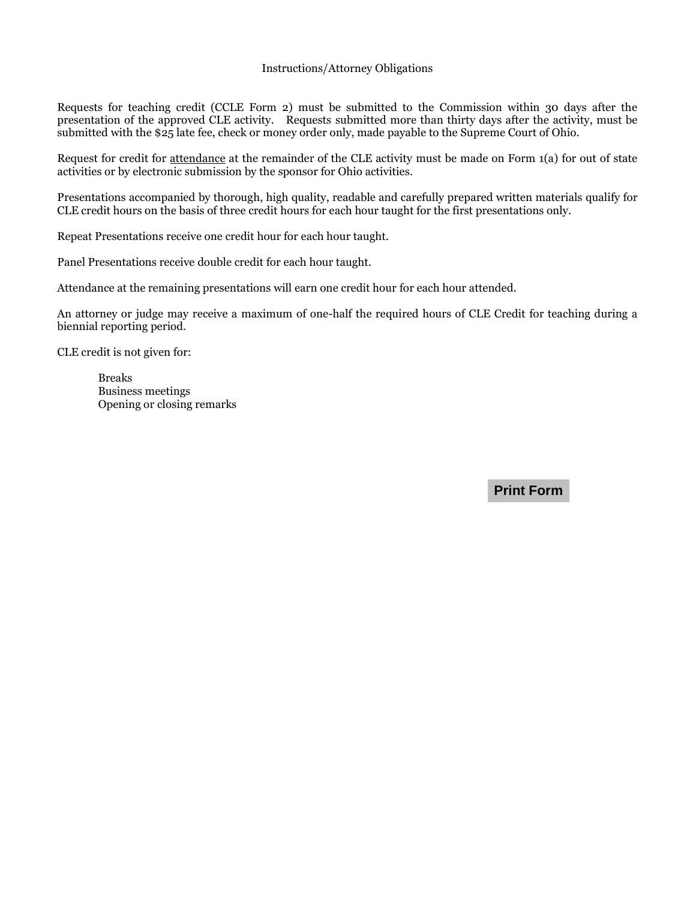## Instructions/Attorney Obligations

Requests for teaching credit (CCLE Form 2) must be submitted to the Commission within 30 days after the presentation of the approved CLE activity. Requests submitted more than thirty days after the activity, must be submitted with the $25 late fee, check or money order only, made payable to the Supreme Court of Ohio.

Request for credit for <u>attendance</u> at the remainder of the CLE activity must be made on Form 1(a) for out of state activities or by electronic submission by the sponsor for Ohio activities.

Presentations accompanied by thorough, high quality, readable and carefully prepared written materials qualify for CLE credit hours on the basis of three credit hours for each hour taught for the first presentations only.

Repeat Presentations receive one credit hour for each hour taught.

Panel Presentations receive double credit for each hour taught.

Attendance at the remaining presentations will earn one credit hour for each hour attended.

An attorney or judge may receive a maximum of one-half the required hours of CLE Credit for teaching during a biennial reporting period.

CLE credit is not given for:

- Breaks
- Business meetings
- Opening or closing remarks

**Print Form**